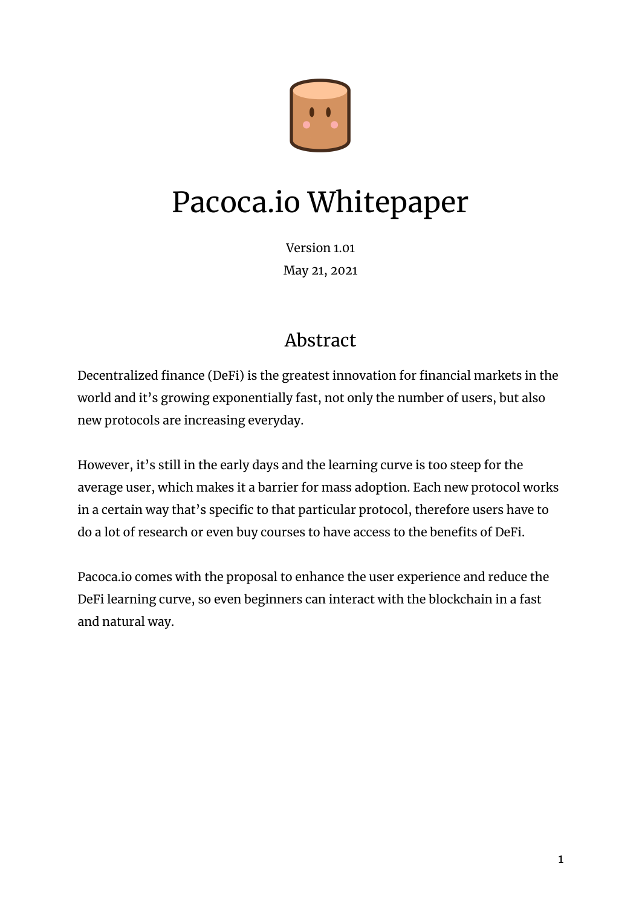# Pacoca.io Whitepaper

Version 1.01

May 21, 2021

## Abstract

Decentralized finance (DeFi) is the greatest innovation for financial markets in the world and it's growing exponentially fast, not only the number of users, but also new protocols are increasing everyday.

However, it's still in the early days and the learning curve is too steep for the average user, which makes it a barrier for mass adoption. Each new protocol works in a certain way that's specific to that particular protocol, therefore users have to do a lot of research or even buy courses to have access to the benefits of DeFi.

Pacoca.io comes with the proposal to enhance the user experience and reduce the DeFi learning curve, so even beginners can interact with the blockchain in a fast and natural way.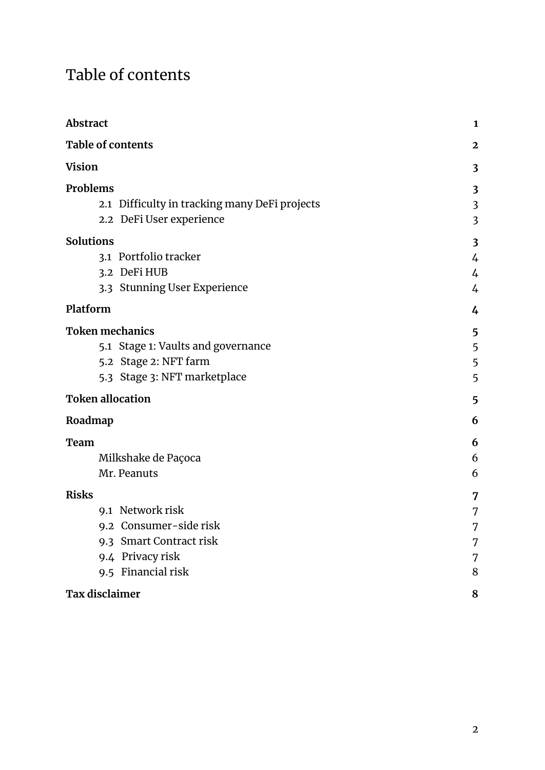# Table of contents

| | |
|---|---|
| **Abstract** | **1** |
| **Table of contents** | **2** |
| **Vision** | **3** |
| **Problems** | **3** |
| 2.1 Difficulty in tracking many DeFi projects | 3 |
| 2.2 DeFi User experience | 3 |
| **Solutions** | **3** |
| 3.1 Portfolio tracker | 4 |
| 3.2 DeFi HUB | 4 |
| 3.3 Stunning User Experience | 4 |
| **Platform** | **4** |
| **Token mechanics** | **5** |
| 5.1 Stage 1: Vaults and governance | 5 |
| 5.2 Stage 2: NFT farm | 5 |
| 5.3 Stage 3: NFT marketplace | 5 |
| **Token allocation** | **5** |
| **Roadmap** | **6** |
| **Team** | **6** |
| Milkshake de Paçoca | 6 |
| Mr. Peanuts | 6 |
| **Risks** | **7** |
| 9.1 Network risk | 7 |
| 9.2 Consumer-side risk | 7 |
| 9.3 Smart Contract risk | 7 |
| 9.4 Privacy risk | 7 |
| 9.5 Financial risk | 8 |
| **Tax disclaimer** | **8** |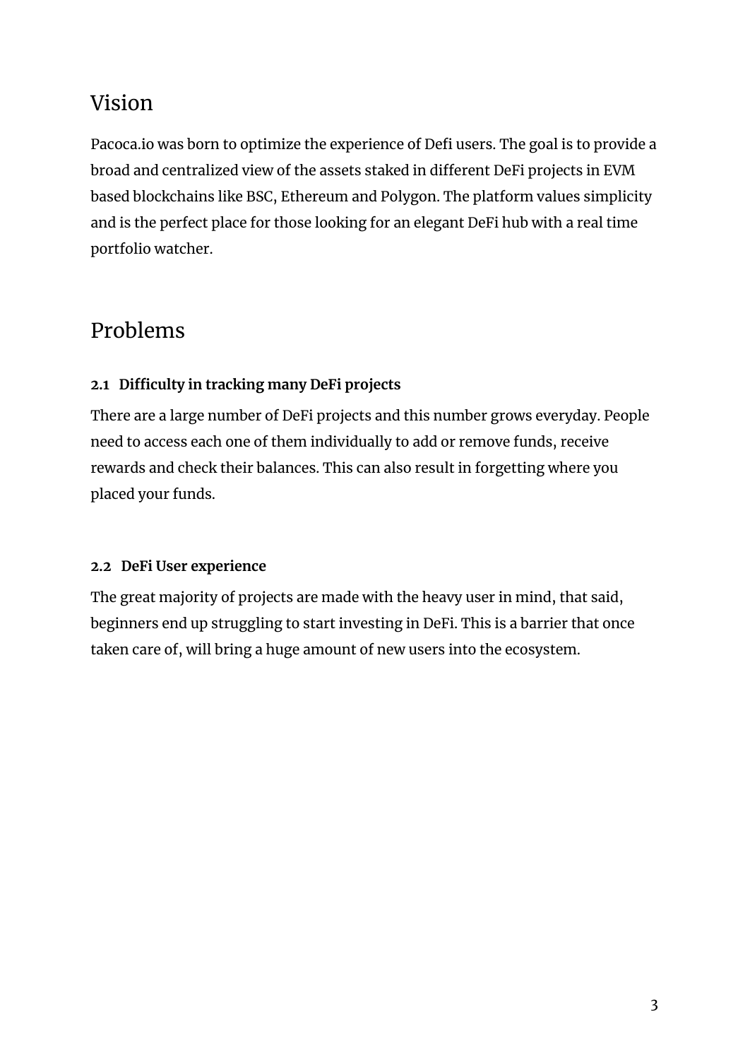## Vision

Pacoca.io was born to optimize the experience of Defi users. The goal is to provide a broad and centralized view of the assets staked in different DeFi projects in EVM based blockchains like BSC, Ethereum and Polygon. The platform values simplicity and is the perfect place for those looking for an elegant DeFi hub with a real time portfolio watcher.

## Problems

### 2.1 Difficulty in tracking many DeFi projects

There are a large number of DeFi projects and this number grows everyday. People need to access each one of them individually to add or remove funds, receive rewards and check their balances. This can also result in forgetting where you placed your funds.

### 2.2 DeFi User experience

The great majority of projects are made with the heavy user in mind, that said, beginners end up struggling to start investing in DeFi. This is a barrier that once taken care of, will bring a huge amount of new users into the ecosystem.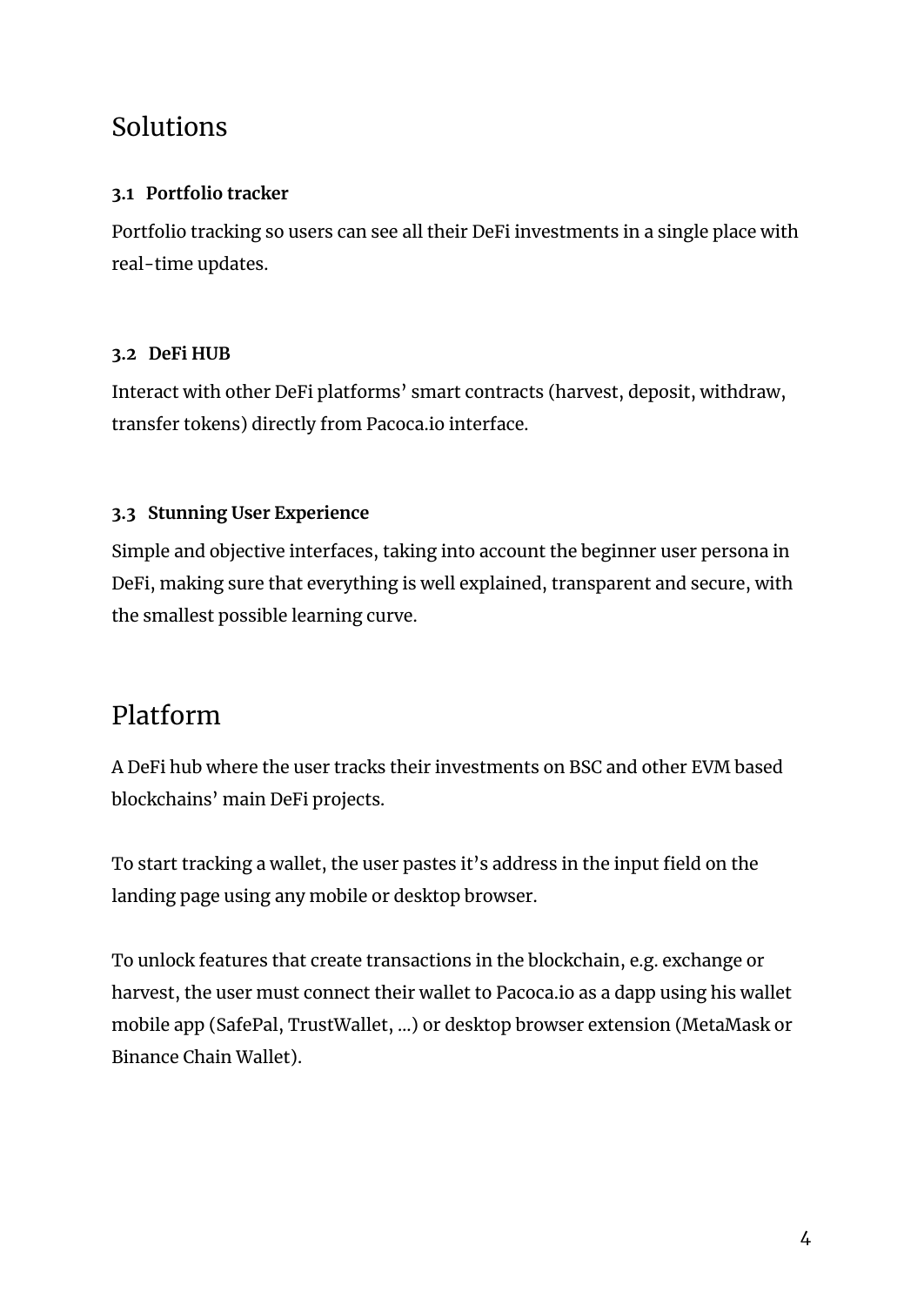# Solutions

### 3.1 Portfolio tracker

Portfolio tracking so users can see all their DeFi investments in a single place with real-time updates.

### 3.2 DeFi HUB

Interact with other DeFi platforms' smart contracts (harvest, deposit, withdraw, transfer tokens) directly from Pacoca.io interface.

### 3.3 Stunning User Experience

Simple and objective interfaces, taking into account the beginner user persona in DeFi, making sure that everything is well explained, transparent and secure, with the smallest possible learning curve.

# Platform

A DeFi hub where the user tracks their investments on BSC and other EVM based blockchains' main DeFi projects.

To start tracking a wallet, the user pastes it's address in the input field on the landing page using any mobile or desktop browser.

To unlock features that create transactions in the blockchain, e.g. exchange or harvest, the user must connect their wallet to Pacoca.io as a dapp using his wallet mobile app (SafePal, TrustWallet, ...) or desktop browser extension (MetaMask or Binance Chain Wallet).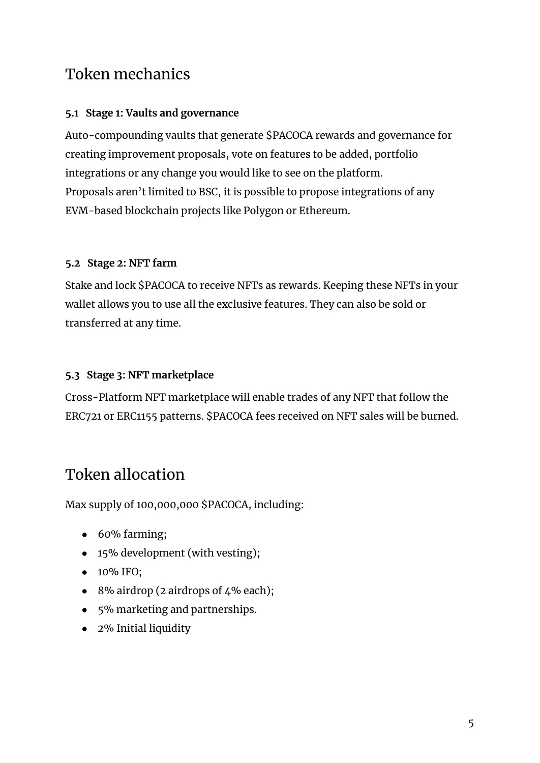## Token mechanics

### 5.1 Stage 1: Vaults and governance

Auto-compounding vaults that generate $PACOCA rewards and governance for creating improvement proposals, vote on features to be added, portfolio integrations or any change you would like to see on the platform.
Proposals aren't limited to BSC, it is possible to propose integrations of any EVM-based blockchain projects like Polygon or Ethereum.

### 5.2 Stage 2: NFT farm

Stake and lock $PACOCA to receive NFTs as rewards. Keeping these NFTs in your wallet allows you to use all the exclusive features. They can also be sold or transferred at any time.

### 5.3 Stage 3: NFT marketplace

Cross-Platform NFT marketplace will enable trades of any NFT that follow the ERC721 or ERC1155 patterns. $PACOCA fees received on NFT sales will be burned.

## Token allocation

Max supply of 100,000,000 $PACOCA, including:

- 60% farming;
- 15% development (with vesting);
- 10% IFO;
- 8% airdrop (2 airdrops of 4% each);
- 5% marketing and partnerships.
- 2% Initial liquidity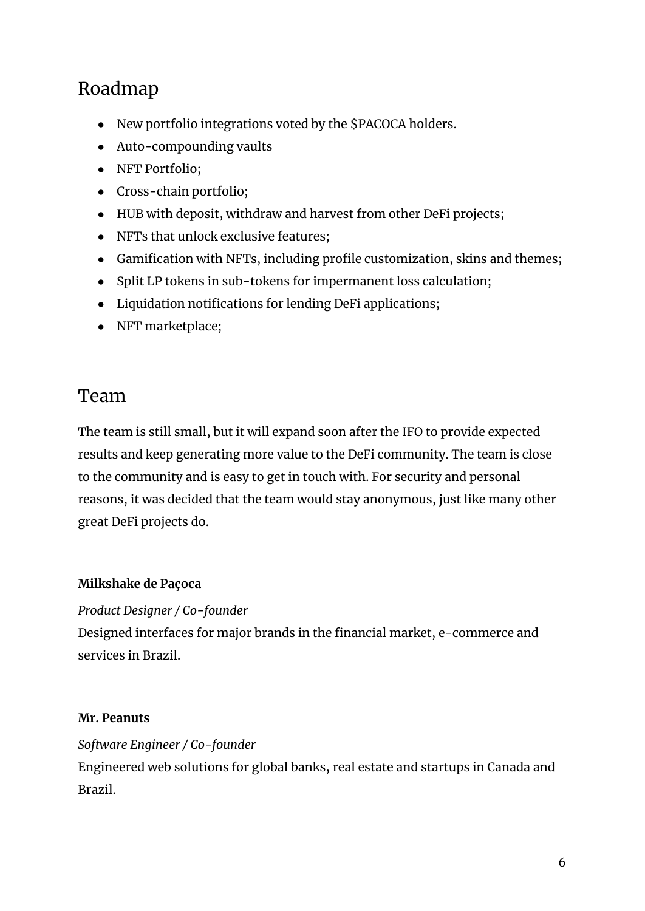## Roadmap

- New portfolio integrations voted by the $PACOCA holders.
- Auto-compounding vaults
- NFT Portfolio;
- Cross-chain portfolio;
- HUB with deposit, withdraw and harvest from other DeFi projects;
- NFTs that unlock exclusive features;
- Gamification with NFTs, including profile customization, skins and themes;
- Split LP tokens in sub-tokens for impermanent loss calculation;
- Liquidation notifications for lending DeFi applications;
- NFT marketplace;

## Team

The team is still small, but it will expand soon after the IFO to provide expected results and keep generating more value to the DeFi community. The team is close to the community and is easy to get in touch with. For security and personal reasons, it was decided that the team would stay anonymous, just like many other great DeFi projects do.

**Milkshake de Paçoca**

*Product Designer / Co-founder*
Designed interfaces for major brands in the financial market, e-commerce and services in Brazil.

**Mr. Peanuts**

*Software Engineer / Co-founder*
Engineered web solutions for global banks, real estate and startups in Canada and Brazil.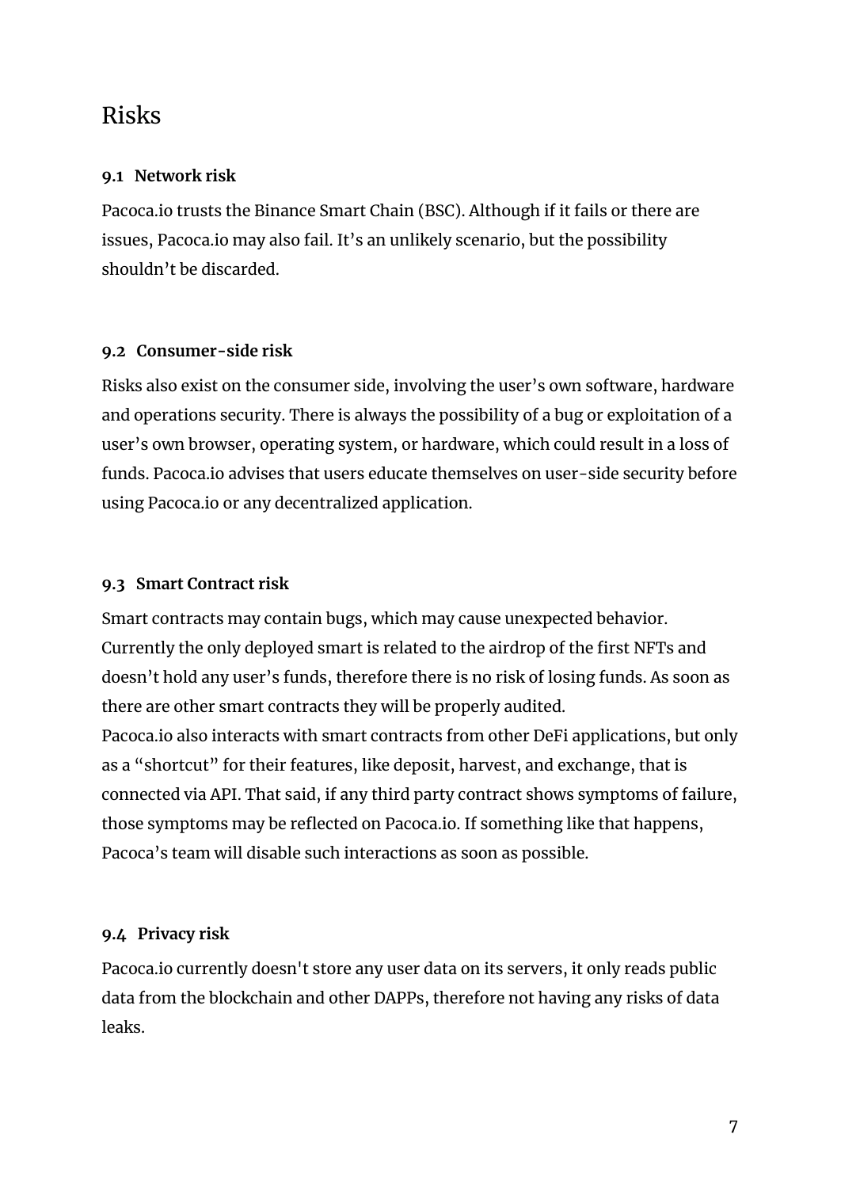# Risks

### 9.1 Network risk

Pacoca.io trusts the Binance Smart Chain (BSC). Although if it fails or there are issues, Pacoca.io may also fail. It's an unlikely scenario, but the possibility shouldn't be discarded.

### 9.2 Consumer-side risk

Risks also exist on the consumer side, involving the user's own software, hardware and operations security. There is always the possibility of a bug or exploitation of a user's own browser, operating system, or hardware, which could result in a loss of funds. Pacoca.io advises that users educate themselves on user-side security before using Pacoca.io or any decentralized application.

### 9.3 Smart Contract risk

Smart contracts may contain bugs, which may cause unexpected behavior. Currently the only deployed smart is related to the airdrop of the first NFTs and doesn't hold any user's funds, therefore there is no risk of losing funds. As soon as there are other smart contracts they will be properly audited.
Pacoca.io also interacts with smart contracts from other DeFi applications, but only as a "shortcut" for their features, like deposit, harvest, and exchange, that is connected via API. That said, if any third party contract shows symptoms of failure, those symptoms may be reflected on Pacoca.io. If something like that happens, Pacoca's team will disable such interactions as soon as possible.

### 9.4 Privacy risk

Pacoca.io currently doesn't store any user data on its servers, it only reads public data from the blockchain and other DAPPs, therefore not having any risks of data leaks.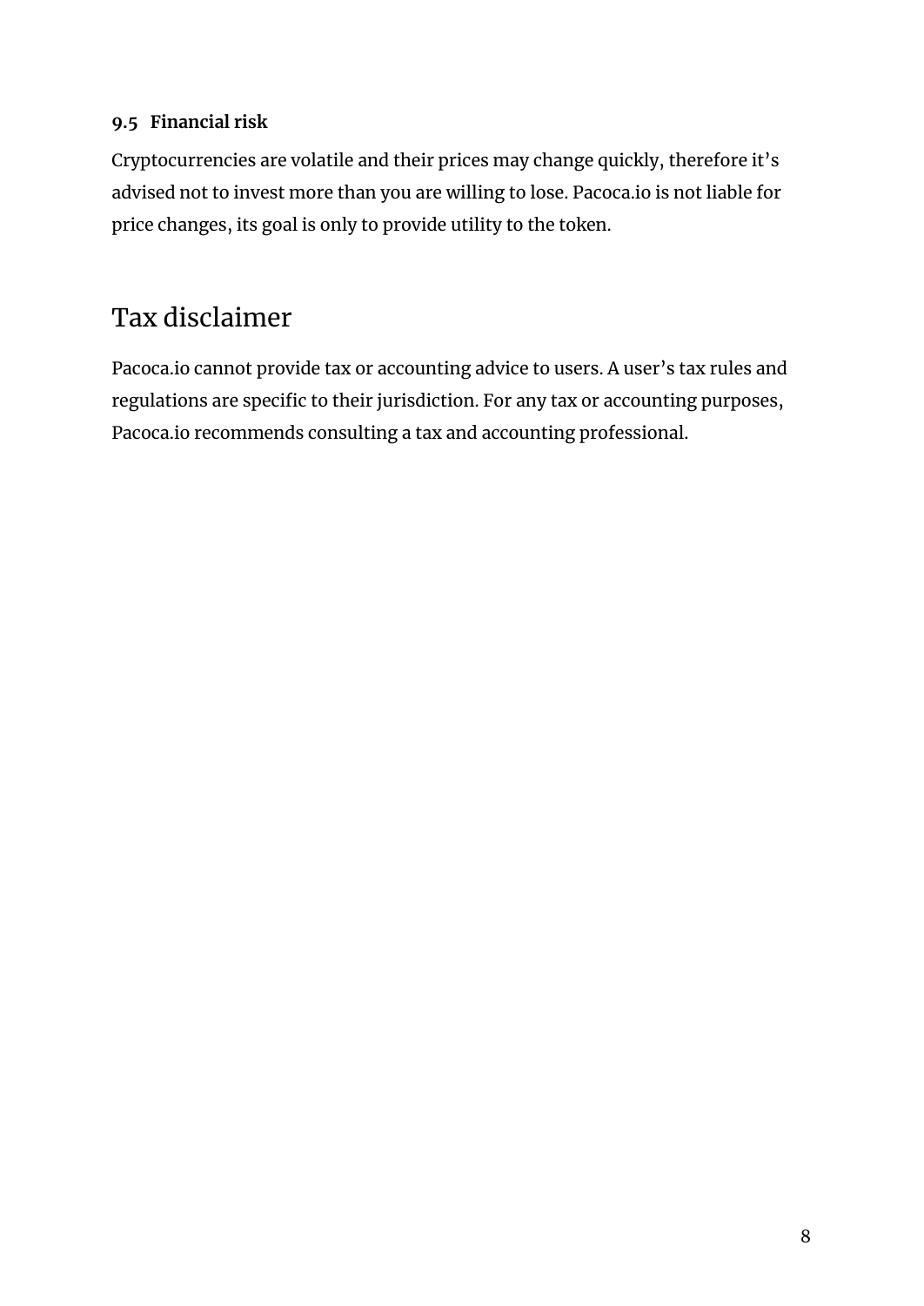### 9.5 Financial risk

Cryptocurrencies are volatile and their prices may change quickly, therefore it's advised not to invest more than you are willing to lose. Pacoca.io is not liable for price changes, its goal is only to provide utility to the token.

## Tax disclaimer

Pacoca.io cannot provide tax or accounting advice to users. A user's tax rules and regulations are specific to their jurisdiction. For any tax or accounting purposes, Pacoca.io recommends consulting a tax and accounting professional.